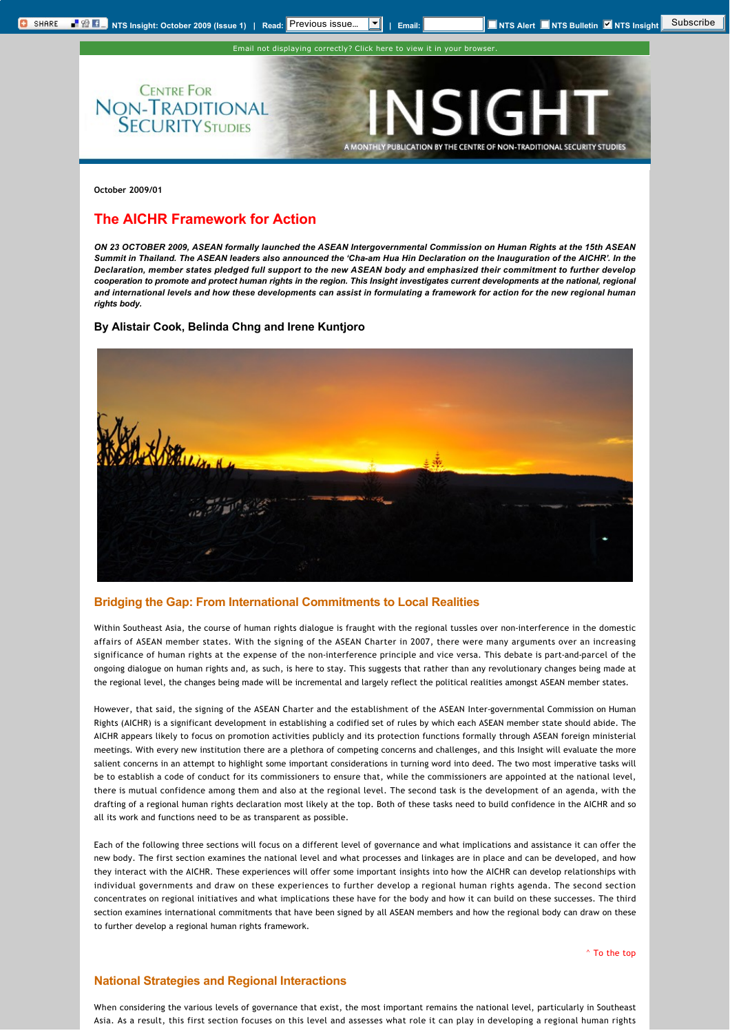October 2009/01

# The AICHR Framework for Action

***ON 23 OCTOBER 2009, ASEAN formally launched the ASEAN Intergovernmental Commission on Human Rights at the 15th ASEAN Summit in Thailand. The ASEAN leaders also announced the 'Cha-am Hua Hin Declaration on the Inauguration of the AICHR'. In the Declaration, member states pledged full support to the new ASEAN body and emphasized their commitment to further develop cooperation to promote and protect human rights in the region. This Insight investigates current developments at the national, regional and international levels and how these developments can assist in formulating a framework for action for the new regional human rights body.***

### By Alistair Cook, Belinda Chng and Irene Kuntjoro

## Bridging the Gap: From International Commitments to Local Realities

Within Southeast Asia, the course of human rights dialogue is fraught with the regional tussles over non-interference in the domestic affairs of ASEAN member states. With the signing of the ASEAN Charter in 2007, there were many arguments over an increasing significance of human rights at the expense of the non-interference principle and vice versa. This debate is part-and-parcel of the ongoing dialogue on human rights and, as such, is here to stay. This suggests that rather than any revolutionary changes being made at the regional level, the changes being made will be incremental and largely reflect the political realities amongst ASEAN member states.

However, that said, the signing of the ASEAN Charter and the establishment of the ASEAN Inter-governmental Commission on Human Rights (AICHR) is a significant development in establishing a codified set of rules by which each ASEAN member state should abide. The AICHR appears likely to focus on promotion activities publicly and its protection functions formally through ASEAN foreign ministerial meetings. With every new institution there are a plethora of competing concerns and challenges, and this Insight will evaluate the more salient concerns in an attempt to highlight some important considerations in turning word into deed. The two most imperative tasks will be to establish a code of conduct for its commissioners to ensure that, while the commissioners are appointed at the national level, there is mutual confidence among them and also at the regional level. The second task is the development of an agenda, with the drafting of a regional human rights declaration most likely at the top. Both of these tasks need to build confidence in the AICHR and so all its work and functions need to be as transparent as possible.

Each of the following three sections will focus on a different level of governance and what implications and assistance it can offer the new body. The first section examines the national level and what processes and linkages are in place and can be developed, and how they interact with the AICHR. These experiences will offer some important insights into how the AICHR can develop relationships with individual governments and draw on these experiences to further develop a regional human rights agenda. The second section concentrates on regional initiatives and what implications these have for the body and how it can build on these successes. The third section examines international commitments that have been signed by all ASEAN members and how the regional body can draw on these to further develop a regional human rights framework.

^ To the top

## National Strategies and Regional Interactions

When considering the various levels of governance that exist, the most important remains the national level, particularly in Southeast Asia. As a result, this first section focuses on this level and assesses what role it can play in developing a regional human rights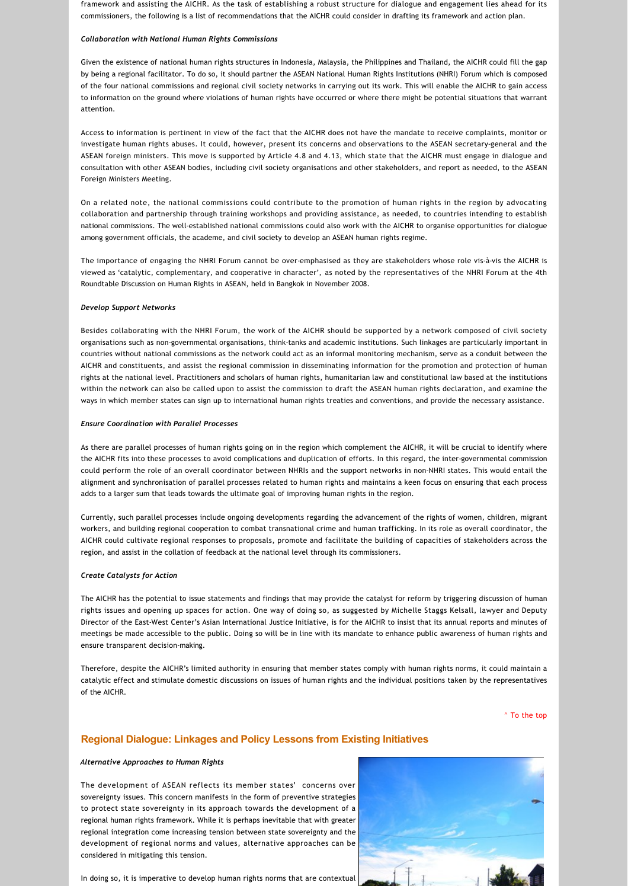framework and assisting the AICHR. As the task of establishing a robust structure for dialogue and engagement lies ahead for its commissioners, the following is a list of recommendations that the AICHR could consider in drafting its framework and action plan.

***Collaboration with National Human Rights Commissions***

Given the existence of national human rights structures in Indonesia, Malaysia, the Philippines and Thailand, the AICHR could fill the gap by being a regional facilitator. To do so, it should partner the ASEAN National Human Rights Institutions (NHRI) Forum which is composed of the four national commissions and regional civil society networks in carrying out its work. This will enable the AICHR to gain access to information on the ground where violations of human rights have occurred or where there might be potential situations that warrant attention.

Access to information is pertinent in view of the fact that the AICHR does not have the mandate to receive complaints, monitor or investigate human rights abuses. It could, however, present its concerns and observations to the ASEAN secretary-general and the ASEAN foreign ministers. This move is supported by Article 4.8 and 4.13, which state that the AICHR must engage in dialogue and consultation with other ASEAN bodies, including civil society organisations and other stakeholders, and report as needed, to the ASEAN Foreign Ministers Meeting.

On a related note, the national commissions could contribute to the promotion of human rights in the region by advocating collaboration and partnership through training workshops and providing assistance, as needed, to countries intending to establish national commissions. The well-established national commissions could also work with the AICHR to organise opportunities for dialogue among government officials, the academe, and civil society to develop an ASEAN human rights regime.

The importance of engaging the NHRI Forum cannot be over-emphasised as they are stakeholders whose role vis-à-vis the AICHR is viewed as 'catalytic, complementary, and cooperative in character', as noted by the representatives of the NHRI Forum at the 4th Roundtable Discussion on Human Rights in ASEAN, held in Bangkok in November 2008.

***Develop Support Networks***

Besides collaborating with the NHRI Forum, the work of the AICHR should be supported by a network composed of civil society organisations such as non-governmental organisations, think-tanks and academic institutions. Such linkages are particularly important in countries without national commissions as the network could act as an informal monitoring mechanism, serve as a conduit between the AICHR and constituents, and assist the regional commission in disseminating information for the promotion and protection of human rights at the national level. Practitioners and scholars of human rights, humanitarian law and constitutional law based at the institutions within the network can also be called upon to assist the commission to draft the ASEAN human rights declaration, and examine the ways in which member states can sign up to international human rights treaties and conventions, and provide the necessary assistance.

***Ensure Coordination with Parallel Processes***

As there are parallel processes of human rights going on in the region which complement the AICHR, it will be crucial to identify where the AICHR fits into these processes to avoid complications and duplication of efforts. In this regard, the inter-governmental commission could perform the role of an overall coordinator between NHRIs and the support networks in non-NHRI states. This would entail the alignment and synchronisation of parallel processes related to human rights and maintains a keen focus on ensuring that each process adds to a larger sum that leads towards the ultimate goal of improving human rights in the region.

Currently, such parallel processes include ongoing developments regarding the advancement of the rights of women, children, migrant workers, and building regional cooperation to combat transnational crime and human trafficking. In its role as overall coordinator, the AICHR could cultivate regional responses to proposals, promote and facilitate the building of capacities of stakeholders across the region, and assist in the collation of feedback at the national level through its commissioners.

***Create Catalysts for Action***

The AICHR has the potential to issue statements and findings that may provide the catalyst for reform by triggering discussion of human rights issues and opening up spaces for action. One way of doing so, as suggested by Michelle Staggs Kelsall, lawyer and Deputy Director of the East-West Center's Asian International Justice Initiative, is for the AICHR to insist that its annual reports and minutes of meetings be made accessible to the public. Doing so will be in line with its mandate to enhance public awareness of human rights and ensure transparent decision-making.

Therefore, despite the AICHR's limited authority in ensuring that member states comply with human rights norms, it could maintain a catalytic effect and stimulate domestic discussions on issues of human rights and the individual positions taken by the representatives of the AICHR.

^ To the top

## Regional Dialogue: Linkages and Policy Lessons from Existing Initiatives

***Alternative Approaches to Human Rights***

The development of ASEAN reflects its member states' concerns over sovereignty issues. This concern manifests in the form of preventive strategies to protect state sovereignty in its approach towards the development of a regional human rights framework. While it is perhaps inevitable that with greater regional integration come increasing tension between state sovereignty and the development of regional norms and values, alternative approaches can be considered in mitigating this tension.

In doing so, it is imperative to develop human rights norms that are contextual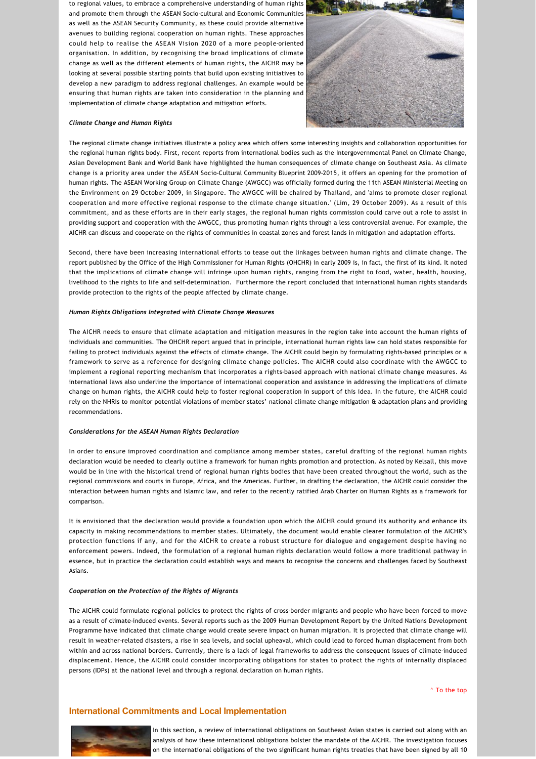to regional values, to embrace a comprehensive understanding of human rights and promote them through the ASEAN Socio-cultural and Economic Communities as well as the ASEAN Security Community, as these could provide alternative avenues to building regional cooperation on human rights. These approaches could help to realise the ASEAN Vision 2020 of a more people-oriented organisation. In addition, by recognising the broad implications of climate change as well as the different elements of human rights, the AICHR may be looking at several possible starting points that build upon existing initiatives to develop a new paradigm to address regional challenges. An example would be ensuring that human rights are taken into consideration in the planning and implementation of climate change adaptation and mitigation efforts.

***Climate Change and Human Rights***

The regional climate change initiatives illustrate a policy area which offers some interesting insights and collaboration opportunities for the regional human rights body. First, recent reports from international bodies such as the Intergovernmental Panel on Climate Change, Asian Development Bank and World Bank have highlighted the human consequences of climate change on Southeast Asia. As climate change is a priority area under the ASEAN Socio-Cultural Community Blueprint 2009-2015, it offers an opening for the promotion of human rights. The ASEAN Working Group on Climate Change (AWGCC) was officially formed during the 11th ASEAN Ministerial Meeting on the Environment on 29 October 2009, in Singapore. The AWGCC will be chaired by Thailand, and 'aims to promote closer regional cooperation and more effective regional response to the climate change situation.' (Lim, 29 October 2009). As a result of this commitment, and as these efforts are in their early stages, the regional human rights commission could carve out a role to assist in providing support and cooperation with the AWGCC, thus promoting human rights through a less controversial avenue. For example, the AICHR can discuss and cooperate on the rights of communities in coastal zones and forest lands in mitigation and adaptation efforts.

Second, there have been increasing international efforts to tease out the linkages between human rights and climate change. The report published by the Office of the High Commissioner for Human Rights (OHCHR) in early 2009 is, in fact, the first of its kind. It noted that the implications of climate change will infringe upon human rights, ranging from the right to food, water, health, housing, livelihood to the rights to life and self-determination. Furthermore the report concluded that international human rights standards provide protection to the rights of the people affected by climate change.

***Human Rights Obligations Integrated with Climate Change Measures***

The AICHR needs to ensure that climate adaptation and mitigation measures in the region take into account the human rights of individuals and communities. The OHCHR report argued that in principle, international human rights law can hold states responsible for failing to protect individuals against the effects of climate change. The AICHR could begin by formulating rights-based principles or a framework to serve as a reference for designing climate change policies. The AICHR could also coordinate with the AWGCC to implement a regional reporting mechanism that incorporates a rights-based approach with national climate change measures. As international laws also underline the importance of international cooperation and assistance in addressing the implications of climate change on human rights, the AICHR could help to foster regional cooperation in support of this idea. In the future, the AICHR could rely on the NHRIs to monitor potential violations of member states' national climate change mitigation & adaptation plans and providing recommendations.

***Considerations for the ASEAN Human Rights Declaration***

In order to ensure improved coordination and compliance among member states, careful drafting of the regional human rights declaration would be needed to clearly outline a framework for human rights promotion and protection. As noted by Kelsall, this move would be in line with the historical trend of regional human rights bodies that have been created throughout the world, such as the regional commissions and courts in Europe, Africa, and the Americas. Further, in drafting the declaration, the AICHR could consider the interaction between human rights and Islamic law, and refer to the recently ratified Arab Charter on Human Rights as a framework for comparison.

It is envisioned that the declaration would provide a foundation upon which the AICHR could ground its authority and enhance its capacity in making recommendations to member states. Ultimately, the document would enable clearer formulation of the AICHR's protection functions if any, and for the AICHR to create a robust structure for dialogue and engagement despite having no enforcement powers. Indeed, the formulation of a regional human rights declaration would follow a more traditional pathway in essence, but in practice the declaration could establish ways and means to recognise the concerns and challenges faced by Southeast Asians.

***Cooperation on the Protection of the Rights of Migrants***

The AICHR could formulate regional policies to protect the rights of cross-border migrants and people who have been forced to move as a result of climate-induced events. Several reports such as the 2009 Human Development Report by the United Nations Development Programme have indicated that climate change would create severe impact on human migration. It is projected that climate change will result in weather-related disasters, a rise in sea levels, and social upheaval, which could lead to forced human displacement from both within and across national borders. Currently, there is a lack of legal frameworks to address the consequent issues of climate-induced displacement. Hence, the AICHR could consider incorporating obligations for states to protect the rights of internally displaced persons (IDPs) at the national level and through a regional declaration on human rights.

^ To the top

## International Commitments and Local Implementation

In this section, a review of international obligations on Southeast Asian states is carried out along with an analysis of how these international obligations bolster the mandate of the AICHR. The investigation focuses on the international obligations of the two significant human rights treaties that have been signed by all 10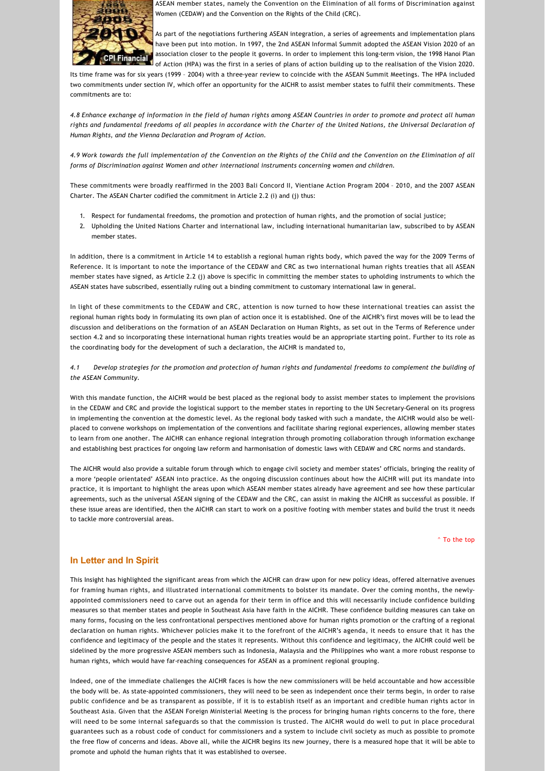ASEAN member states, namely the Convention on the Elimination of all forms of Discrimination against Women (CEDAW) and the Convention on the Rights of the Child (CRC).

As part of the negotiations furthering ASEAN integration, a series of agreements and implementation plans have been put into motion. In 1997, the 2nd ASEAN Informal Summit adopted the ASEAN Vision 2020 of an association closer to the people it governs. In order to implement this long-term vision, the 1998 Hanoi Plan of Action (HPA) was the first in a series of plans of action building up to the realisation of the Vision 2020. Its time frame was for six years (1999 – 2004) with a three-year review to coincide with the ASEAN Summit Meetings. The HPA included two commitments under section IV, which offer an opportunity for the AICHR to assist member states to fulfil their commitments. These commitments are to:

*4.8 Enhance exchange of information in the field of human rights among ASEAN Countries in order to promote and protect all human rights and fundamental freedoms of all peoples in accordance with the Charter of the United Nations, the Universal Declaration of Human Rights, and the Vienna Declaration and Program of Action.*

*4.9 Work towards the full implementation of the Convention on the Rights of the Child and the Convention on the Elimination of all forms of Discrimination against Women and other international instruments concerning women and children.*

These commitments were broadly reaffirmed in the 2003 Bali Concord II, Vientiane Action Program 2004 – 2010, and the 2007 ASEAN Charter. The ASEAN Charter codified the commitment in Article 2.2 (i) and (j) thus:

1. Respect for fundamental freedoms, the promotion and protection of human rights, and the promotion of social justice;
2. Upholding the United Nations Charter and international law, including international humanitarian law, subscribed to by ASEAN member states.

In addition, there is a commitment in Article 14 to establish a regional human rights body, which paved the way for the 2009 Terms of Reference. It is important to note the importance of the CEDAW and CRC as two international human rights treaties that all ASEAN member states have signed, as Article 2.2 (j) above is specific in committing the member states to upholding instruments to which the ASEAN states have subscribed, essentially ruling out a binding commitment to customary international law in general.

In light of these commitments to the CEDAW and CRC, attention is now turned to how these international treaties can assist the regional human rights body in formulating its own plan of action once it is established. One of the AICHR's first moves will be to lead the discussion and deliberations on the formation of an ASEAN Declaration on Human Rights, as set out in the Terms of Reference under section 4.2 and so incorporating these international human rights treaties would be an appropriate starting point. Further to its role as the coordinating body for the development of such a declaration, the AICHR is mandated to,

*4.1 Develop strategies for the promotion and protection of human rights and fundamental freedoms to complement the building of the ASEAN Community.*

With this mandate function, the AICHR would be best placed as the regional body to assist member states to implement the provisions in the CEDAW and CRC and provide the logistical support to the member states in reporting to the UN Secretary-General on its progress in implementing the convention at the domestic level. As the regional body tasked with such a mandate, the AICHR would also be well-placed to convene workshops on implementation of the conventions and facilitate sharing regional experiences, allowing member states to learn from one another. The AICHR can enhance regional integration through promoting collaboration through information exchange and establishing best practices for ongoing law reform and harmonisation of domestic laws with CEDAW and CRC norms and standards.

The AICHR would also provide a suitable forum through which to engage civil society and member states' officials, bringing the reality of a more 'people orientated' ASEAN into practice. As the ongoing discussion continues about how the AICHR will put its mandate into practice, it is important to highlight the areas upon which ASEAN member states already have agreement and see how these particular agreements, such as the universal ASEAN signing of the CEDAW and the CRC, can assist in making the AICHR as successful as possible. If these issue areas are identified, then the AICHR can start to work on a positive footing with member states and build the trust it needs to tackle more controversial areas.

^ To the top

## In Letter and In Spirit

This Insight has highlighted the significant areas from which the AICHR can draw upon for new policy ideas, offered alternative avenues for framing human rights, and illustrated international commitments to bolster its mandate. Over the coming months, the newly-appointed commissioners need to carve out an agenda for their term in office and this will necessarily include confidence building measures so that member states and people in Southeast Asia have faith in the AICHR. These confidence building measures can take on many forms, focusing on the less confrontational perspectives mentioned above for human rights promotion or the crafting of a regional declaration on human rights. Whichever policies make it to the forefront of the AICHR's agenda, it needs to ensure that it has the confidence and legitimacy of the people and the states it represents. Without this confidence and legitimacy, the AICHR could well be sidelined by the more progressive ASEAN members such as Indonesia, Malaysia and the Philippines who want a more robust response to human rights, which would have far-reaching consequences for ASEAN as a prominent regional grouping.

Indeed, one of the immediate challenges the AICHR faces is how the new commissioners will be held accountable and how accessible the body will be. As state-appointed commissioners, they will need to be seen as independent once their terms begin, in order to raise public confidence and be as transparent as possible, if it is to establish itself as an important and credible human rights actor in Southeast Asia. Given that the ASEAN Foreign Ministerial Meeting is the process for bringing human rights concerns to the fore, there will need to be some internal safeguards so that the commission is trusted. The AICHR would do well to put in place procedural guarantees such as a robust code of conduct for commissioners and a system to include civil society as much as possible to promote the free flow of concerns and ideas. Above all, while the AICHR begins its new journey, there is a measured hope that it will be able to promote and uphold the human rights that it was established to oversee.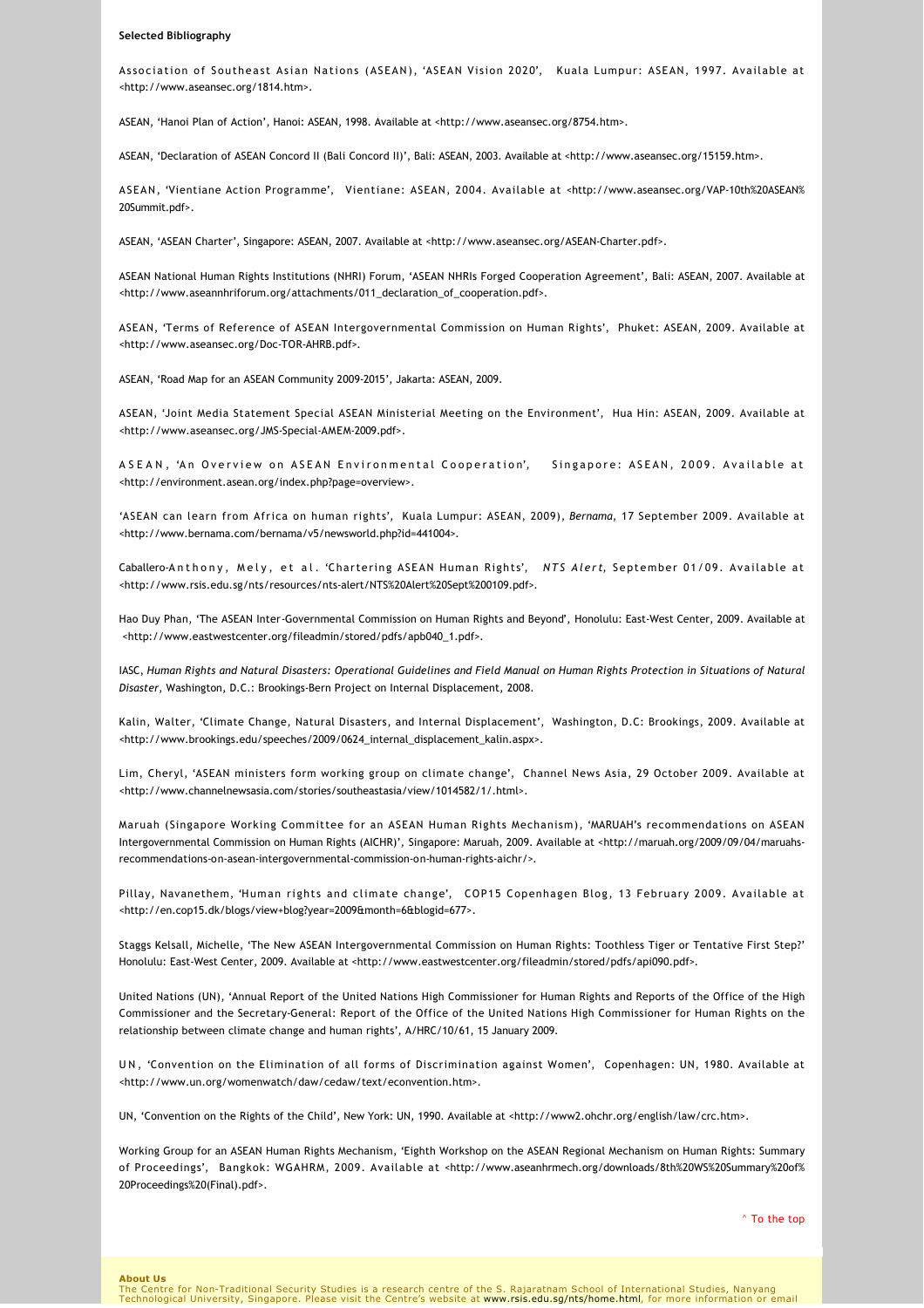**Selected Bibliography**

Association of Southeast Asian Nations (ASEAN), 'ASEAN Vision 2020', Kuala Lumpur: ASEAN, 1997. Available at <http://www.aseansec.org/1814.htm>.

ASEAN, 'Hanoi Plan of Action', Hanoi: ASEAN, 1998. Available at <http://www.aseansec.org/8754.htm>.

ASEAN, 'Declaration of ASEAN Concord II (Bali Concord II)', Bali: ASEAN, 2003. Available at <http://www.aseansec.org/15159.htm>.

ASEAN, 'Vientiane Action Programme', Vientiane: ASEAN, 2004. Available at <http://www.aseansec.org/VAP-10th%20ASEAN%20Summit.pdf>.

ASEAN, 'ASEAN Charter', Singapore: ASEAN, 2007. Available at <http://www.aseansec.org/ASEAN-Charter.pdf>.

ASEAN National Human Rights Institutions (NHRI) Forum, 'ASEAN NHRIs Forged Cooperation Agreement', Bali: ASEAN, 2007. Available at <http://www.aseannhriforum.org/attachments/011_declaration_of_cooperation.pdf>.

ASEAN, 'Terms of Reference of ASEAN Intergovernmental Commission on Human Rights', Phuket: ASEAN, 2009. Available at <http://www.aseansec.org/Doc-TOR-AHRB.pdf>.

ASEAN, 'Road Map for an ASEAN Community 2009-2015', Jakarta: ASEAN, 2009.

ASEAN, 'Joint Media Statement Special ASEAN Ministerial Meeting on the Environment', Hua Hin: ASEAN, 2009. Available at <http://www.aseansec.org/JMS-Special-AMEM-2009.pdf>.

ASEAN, 'An Overview on ASEAN Environmental Cooperation', Singapore: ASEAN, 2009. Available at <http://environment.asean.org/index.php?page=overview>.

'ASEAN can learn from Africa on human rights', Kuala Lumpur: ASEAN, 2009), *Bernama*, 17 September 2009. Available at <http://www.bernama.com/bernama/v5/newsworld.php?id=441004>.

Caballero-Anthony, Mely, et al. 'Chartering ASEAN Human Rights', *NTS Alert*, September 01/09. Available at <http://www.rsis.edu.sg/nts/resources/nts-alert/NTS%20Alert%20Sept%200109.pdf>.

Hao Duy Phan, 'The ASEAN Inter-Governmental Commission on Human Rights and Beyond', Honolulu: East-West Center, 2009. Available at <http://www.eastwestcenter.org/fileadmin/stored/pdfs/apb040_1.pdf>.

IASC, *Human Rights and Natural Disasters: Operational Guidelines and Field Manual on Human Rights Protection in Situations of Natural Disaster*, Washington, D.C.: Brookings-Bern Project on Internal Displacement, 2008.

Kalin, Walter, 'Climate Change, Natural Disasters, and Internal Displacement', Washington, D.C: Brookings, 2009. Available at <http://www.brookings.edu/speeches/2009/0624_internal_displacement_kalin.aspx>.

Lim, Cheryl, 'ASEAN ministers form working group on climate change', Channel News Asia, 29 October 2009. Available at <http://www.channelnewsasia.com/stories/southeastasia/view/1014582/1/.html>.

Maruah (Singapore Working Committee for an ASEAN Human Rights Mechanism), 'MARUAH's recommendations on ASEAN Intergovernmental Commission on Human Rights (AICHR)', Singapore: Maruah, 2009. Available at <http://maruah.org/2009/09/04/maruahs-recommendations-on-asean-intergovernmental-commission-on-human-rights-aichr/>.

Pillay, Navanethem, 'Human rights and climate change', COP15 Copenhagen Blog, 13 February 2009. Available at <http://en.cop15.dk/blogs/view+blog?year=2009&month=6&blogid=677>.

Staggs Kelsall, Michelle, 'The New ASEAN Intergovernmental Commission on Human Rights: Toothless Tiger or Tentative First Step?' Honolulu: East-West Center, 2009. Available at <http://www.eastwestcenter.org/fileadmin/stored/pdfs/api090.pdf>.

United Nations (UN), 'Annual Report of the United Nations High Commissioner for Human Rights and Reports of the Office of the High Commissioner and the Secretary-General: Report of the Office of the United Nations High Commissioner for Human Rights on the relationship between climate change and human rights', A/HRC/10/61, 15 January 2009.

UN, 'Convention on the Elimination of all forms of Discrimination against Women', Copenhagen: UN, 1980. Available at <http://www.un.org/womenwatch/daw/cedaw/text/econvention.htm>.

UN, 'Convention on the Rights of the Child', New York: UN, 1990. Available at <http://www2.ohchr.org/english/law/crc.htm>.

Working Group for an ASEAN Human Rights Mechanism, 'Eighth Workshop on the ASEAN Regional Mechanism on Human Rights: Summary of Proceedings', Bangkok: WGAHRM, 2009. Available at <http://www.aseanhrmech.org/downloads/8th%20WS%20Summary%20of%20Proceedings%20(Final).pdf>.

^ To the top

**About Us**

The Centre for Non-Traditional Security Studies is a research centre of the S. Rajaratnam School of International Studies, Nanyang Technological University, Singapore. Please visit the Centre's website at www.rsis.edu.sg/nts/home.html, for more information or email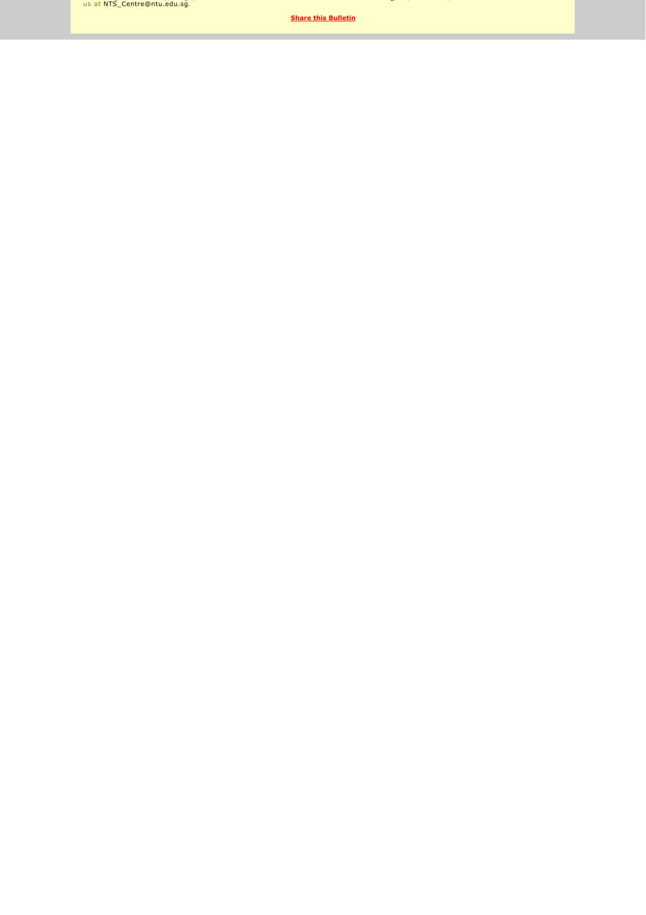us at NTS_Centre@ntu.edu.sg.

**Share this Bulletin**